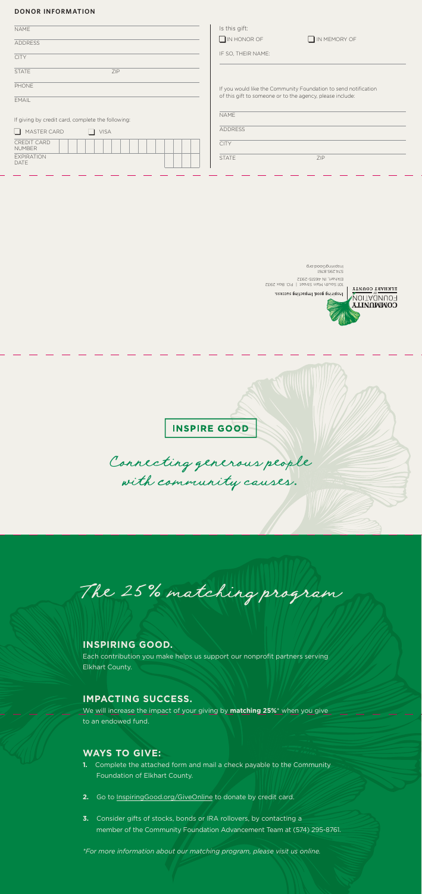## DONOR INFORMATION

NAME

ADDRESS

CITY

STATE ZIP

PHONE

EMAIL

If giving by credit card, complete the following:

☐ MASTER CARD ☐ VISA

CREDIT CARD NUMBER

EXPIRATION DATE

Is this gift:

☐ IN HONOR OF ☐ IN MEMORY OF

IF SO, THEIR NAME:

If you would like the Community Foundation to send notification of this gift to someone or to the agency, please include:

NAME

ADDRESS

CITY

STATE ZIP

COMMUNITY FOUNDATION of ELKHART COUNTY

Inspiring good. Impacting success.

101 South Main Street | P.O. Box 2932
Elkhart, IN 46515-2932
574.295.8761
InspiringGood.org

**INSPIRE GOOD**

*Connecting generous people with community causes.*

# *The 25% matching program*

### INSPIRING GOOD.

Each contribution you make helps us support our nonprofit partners serving Elkhart County.

### IMPACTING SUCCESS.

We will increase the impact of your giving by **matching 25%*** when you give to an endowed fund.

### WAYS TO GIVE:

1. Complete the attached form and mail a check payable to the Community Foundation of Elkhart County.
2. Go to InspiringGood.org/GiveOnline to donate by credit card.
3. Consider gifts of stocks, bonds or IRA rollovers, by contacting a member of the Community Foundation Advancement Team at (574) 295-8761.

*\*For more information about our matching program, please visit us online.*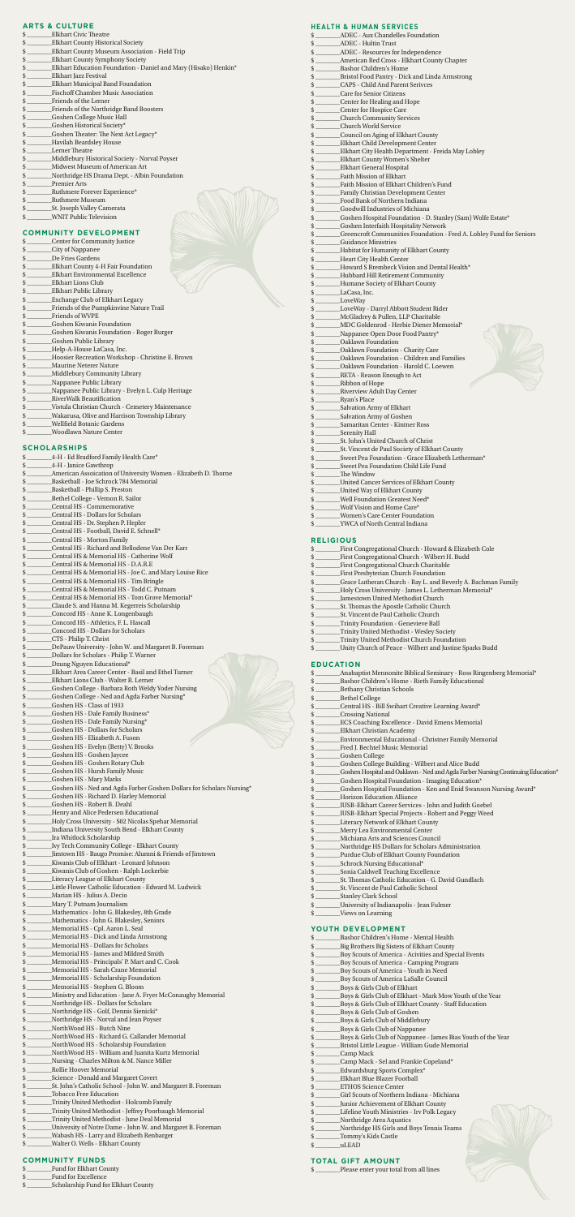## ARTS & CULTURE

- $ ________ Elkhart Civic Theatre
- $ ________ Elkhart County Historical Society
- $ ________ Elkhart County Museum Association - Field Trip
- $ ________ Elkhart County Symphony Society
- $ ________ Elkhart Education Foundation - Daniel and Mary (Hisako) Henkin*
- $ ________ Elkhart Jazz Festival
- $ ________ Elkhart Municipal Band Foundation
- $ ________ Fischoff Chamber Music Association
- $ ________ Friends of the Lerner
- $ ________ Friends of the Northridge Band Boosters
- $ ________ Goshen College Music Hall
- $ ________ Goshen Historical Society*
- $ ________ Goshen Theater: The Next Act Legacy*
- $ ________ Havilah Beardsley House
- $ ________ Lerner Theatre
- $ ________ Middlebury Historical Society - Norval Poyser
- $ ________ Midwest Museum of American Art
- $ ________ Northridge HS Drama Dept. - Albin Foundation
- $ ________ Premier Arts
- $ ________ Ruthmere Forever Experience*
- $ ________ Ruthmere Museum
- $ ________ St. Joseph Valley Camerata
- $ ________ WNIT Public Television

## COMMUNITY DEVELOPMENT

- $ ________ Center for Community Justice
- $ ________ City of Nappanee
- $ ________ De Fries Gardens
- $ ________ Elkhart County 4-H Fair Foundation
- $ ________ Elkhart Environmental Excellence
- $ ________ Elkhart Lions Club
- $ ________ Elkhart Public Library
- $ ________ Exchange Club of Elkhart Legacy
- $ ________ Friends of the Pumpkinvine Nature Trail
- $ ________ Friends of WVPE
- $ ________ Goshen Kiwanis Foundation
- $ ________ Goshen Kiwanis Foundation - Roger Burger
- $ ________ Goshen Public Library
- $ ________ Help-A-House LaCasa, Inc.
- $ ________ Hoosier Recreation Workshop - Christine E. Brown
- $ ________ Maurine Neterer Nature
- $ ________ Middlebury Community Library
- $ ________ Nappanee Public Library
- $ ________ Nappanee Public Library - Evelyn L. Culp Heritage
- $ ________ RiverWalk Beautification
- $ ________ Vistula Christian Church - Cemetery Maintenance
- $ ________ Wakarusa, Olive and Harrison Township Library
- $ ________ Wellfield Botanic Gardens
- $ ________ Woodlawn Nature Center

## SCHOLARSHIPS

- $ ________ 4-H - Ed Bradford Family Health Care*
- $ ________ 4-H - Janice Gawthrop
- $ ________ American Assocication of University Women - Elizabeth D. Thorne
- $ ________ Basketball - Joe Schrock 784 Memorial
- $ ________ Basketball - Phillip S. Preston
- $ ________ Bethel College - Vernon R. Sailor
- $ ________ Central HS - Commemorative
- $ ________ Central HS - Dollars for Scholars
- $ ________ Central HS - Dr. Stephen P. Hepler
- $ ________ Central HS - Football, David E. Schnell*
- $ ________ Central HS - Morton Family
- $ ________ Central HS - Richard and Bellodene Van Der Karr
- $ ________ Central HS & Memorial HS - Catherine Wolf
- $ ________ Central HS & Memorial HS - D.A.R.E
- $ ________ Central HS & Memorial HS - Joe C. and Mary Louise Rice
- $ ________ Central HS & Memorial HS - Tim Bringle
- $ ________ Central HS & Memorial HS - Todd C. Putnam
- $ ________ Central HS & Memorial HS - Tom Grove Memorial*
- $ ________ Claude S. and Hanna M. Kegerreis Scholarship
- $ ________ Concord HS - Anne K. Longenbaugh
- $ ________ Concord HS - Athletics, F. L. Hascall
- $ ________ Concord HS - Dollars for Scholars
- $ ________ CTS - Philip T. Christ
- $ ________ DePauw University - John W. and Margaret B. Foreman
- $ ________ Dollars for Scholars - Philip T. Warner
- $ ________ Dzung Nguyen Educational*
- $ ________ Elkhart Area Career Center - Basil and Ethel Turner
- $ ________ Elkhart Lions Club - Walter R. Lerner
- $ ________ Goshen College - Barbara Roth Weldy Yoder Nursing
- $ ________ Goshen College - Ned and Agda Farber Nursing*
- $ ________ Goshen HS - Class of 1933
- $ ________ Goshen HS - Dale Family Business*
- $ ________ Goshen HS - Dale Family Nursing*
- $ ________ Goshen HS - Dollars for Scholars
- $ ________ Goshen HS - Elizabeth A. Fuson
- $ ________ Goshen HS - Evelyn (Betty) V. Brooks
- $ ________ Goshen HS - Goshen Jaycee
- $ ________ Goshen HS - Goshen Rotary Club
- $ ________ Goshen HS - Hursh Family Music
- $ ________ Goshen HS - Mary Marks
- $ ________ Goshen HS - Ned and Agda Farber Goshen Dollars for Scholars Nursing*
- $ ________ Goshen HS - Richard D. Harley Memorial
- $ ________ Goshen HS - Robert B. Deahl
- $ ________ Henry and Alice Pedersen Educational
- $ ________ Holy Cross University - S02 Nicolas Spehar Memorial
- $ ________ Indiana University South Bend - Elkhart County
- $ ________ Ira Whitlock Scholarship
- $ ________ Ivy Tech Community College - Elkhart County
- $ ________ Jimtown HS - Baugo Promise: Alumni & Friends of Jimtown
- $ ________ Kiwanis Club of Elkhart - Leonard Johnson
- $ ________ Kiwanis Club of Goshen - Ralph Lockerbie
- $ ________ Literacy League of Elkhart County
- $ ________ Little Flower Catholic Education - Edward M. Ludwick
- $ ________ Marian HS - Julius A. Decio
- $ ________ Mary T. Putnam Journalism
- $ ________ Mathematics - John G. Blakesley, 8th Grade
- $ ________ Mathematics - John G. Blakesley, Seniors
- $ ________ Memorial HS - Cpl. Aaron L. Seal
- $ ________ Memorial HS - Dick and Linda Armstrong
- $ ________ Memorial HS - Dollars for Scholars
- $ ________ Memorial HS - James and Mildred Smith
- $ ________ Memorial HS - Principals' P. Mart and C. Cook
- $ ________ Memorial HS - Sarah Crane Memorial
- $ ________ Memorial HS - Scholarship Foundation
- $ ________ Memorial HS - Stephen G. Bloom
- $ ________ Ministry and Education - Jane A. Fryer McConaughy Memorial
- $ ________ Northridge HS - Dollars for Scholars
- $ ________ Northridge HS - Golf, Dennis Sienicki*
- $ ________ Northridge HS - Norval and Jean Poyser
- $ ________ NorthWood HS - Butch Nine
- $ ________ NorthWood HS - Richard G. Callander Memorial
- $ ________ NorthWood HS - Scholarship Foundation
- $ ________ NorthWood HS - William and Juanita Kurtz Memorial
- $ ________ Nursing - Charles Milton & M. Nance Miller
- $ ________ Rollie Hoover Memorial
- $ ________ Science - Donald and Margaret Covert
- $ ________ St. John's Catholic School - John W. and Margaret B. Foreman
- $ ________ Tobacco Free Education
- $ ________ Trinity United Methodist - Holcomb Family
- $ ________ Trinity United Methodist - Jeffrey Poorbaugh Memorial
- $ ________ Trinity United Methodist - June Deal Memorial
- $ ________ University of Notre Dame - John W. and Margaret B. Foreman
- $ ________ Wabash HS - Larry and Elizabeth Renbarger
- $ ________ Walter O. Wells - Elkhart County

## COMMUNITY FUNDS

- $ ________ Fund for Elkhart County
- $ ________ Fund for Excellence
- $ ________ Scholarship Fund for Elkhart County

## HEALTH & HUMAN SERVICES

- $ ________ ADEC - Aux Chandelles Foundation
- $ ________ ADEC - Hultin Trust
- $ ________ ADEC - Resources for Independence
- $ ________ American Red Cross - Elkhart County Chapter
- $ ________ Bashor Children's Home
- $ ________ Bristol Food Pantry - Dick and Linda Armstrong
- $ ________ CAPS - Child And Parent Serivces
- $ ________ Care for Senior Citizens
- $ ________ Center for Healing and Hope
- $ ________ Center for Hospice Care
- $ ________ Church Community Services
- $ ________ Church World Service
- $ ________ Council on Aging of Elkhart County
- $ ________ Elkhart Child Development Center
- $ ________ Elkhart City Health Department - Freida May Lobley
- $ ________ Elkhart County Women's Shelter
- $ ________ Elkhart General Hospital
- $ ________ Faith Mission of Elkhart
- $ ________ Faith Mission of Elkhart Children's Fund
- $ ________ Family Christian Development Center
- $ ________ Food Bank of Northern Indiana
- $ ________ Goodwill Industries of Michiana
- $ ________ Goshen Hospital Foundation - D. Stanley (Sam) Wolfe Estate*
- $ ________ Goshen Interfaith Hospitality Network
- $ ________ Greencroft Communities Foundation - Fred A. Lobley Fund for Seniors
- $ ________ Guidance Ministries
- $ ________ Habitat for Humanity of Elkhart County
- $ ________ Heart City Health Center
- $ ________ Howard S Brembeck Vision and Dental Health*
- $ ________ Hubbard Hill Retirement Community
- $ ________ Humane Society of Elkhart County
- $ ________ LaCasa, Inc.
- $ ________ LoveWay
- $ ________ LoveWay - Darryl Abbott Student Rider
- $ ________ McGladrey & Pullen, LLP Charitable
- $ ________ MDC Goldenrod - Herbie Diener Memorial*
- $ ________ Nappanee Open Door Food Pantry*
- $ ________ Oaklawn Foundation
- $ ________ Oaklawn Foundation - Charity Care
- $ ________ Oaklawn Foundation - Children and Families
- $ ________ Oaklawn Foundation - Harold C. Loewen
- $ ________ RETA - Reason Enough to Act
- $ ________ Ribbon of Hope
- $ ________ Riverview Adult Day Center
- $ ________ Ryan's Place
- $ ________ Salvation Army of Elkhart
- $ ________ Salvation Army of Goshen
- $ ________ Samaritan Center - Kintner Ross
- $ ________ Serenity Hall
- $ ________ St. John's United Church of Christ
- $ ________ St. Vincent de Paul Society of Elkhart County
- $ ________ Sweet Pea Foundation - Grace Elizabeth Letherman*
- $ ________ Sweet Pea Foundation Child Life Fund
- $ ________ The Window
- $ ________ United Cancer Services of Elkhart County
- $ ________ United Way of Elkhart County
- $ ________ Well Foundation Greatest Need*
- $ ________ Wolf Vision and Home Care*
- $ ________ Women's Care Center Foundation
- $ ________ YWCA of North Central Indiana

## RELIGIOUS

- $ ________ First Congregational Church - Howard & Elizabeth Cole
- $ ________ First Congregational Church - Wilbert H. Budd
- $ ________ First Congregational Church Charitable
- $ ________ First Presbyterian Church Foundation
- $ ________ Grace Lutheran Church - Ray L. and Beverly A. Bachman Family
- $ ________ Holy Cross University - James L. Letherman Memorial*
- $ ________ Jamestown United Methodist Church
- $ ________ St. Thomas the Apostle Catholic Church
- $ ________ St. Vincent de Paul Catholic Church
- $ ________ Trinity Foundation - Genevieve Ball
- $ ________ Trinity United Methodist - Wesley Society
- $ ________ Trinity United Methodist Church Foundation
- $ ________ Unity Church of Peace - Wilbert and Justine Sparks Budd

## EDUCATION

- $ ________ Anabaptist Mennonite Biblical Seminary - Ross Ringenberg Memorial*
- $ ________ Bashor Children's Home - Rieth Family Educational
- $ ________ Bethany Christian Schools
- $ ________ Bethel College
- $ ________ Central HS - Bill Swihart Creative Learning Award*
- $ ________ Crossing National
- $ ________ ECS Coaching Excellence - David Emens Memorial
- $ ________ Elkhart Christian Academy
- $ ________ Environmental Educational - Christner Family Memorial
- $ ________ Fred J. Bechtel Music Memorial
- $ ________ Goshen College
- $ ________ Goshen College Building - Wilbert and Alice Budd
- $ ________ Goshen Hospital and Oaklawn - Ned and Agda Farber Nursing Continuing Education*
- $ ________ Goshen Hospital Foundation - Imaging Education*
- $ ________ Goshen Hospital Foundation - Ken and Enid Swanson Nursing Award*
- $ ________ Horizon Education Alliance
- $ ________ IUSB-Elkhart Career Services - John and Judith Goebel
- $ ________ IUSB-Elkhart Special Projects - Robert and Peggy Weed
- $ ________ Literacy Network of Elkhart County
- $ ________ Merry Lea Environmental Center
- $ ________ Michiana Arts and Sciences Council
- $ ________ Northridge HS Dollars for Scholars Administration
- $ ________ Purdue Club of Elkhart County Foundation
- $ ________ Schrock Nursing Educational*
- $ ________ Sonia Caldwell Teaching Excellence
- $ ________ St. Thomas Catholic Education - G. David Gundlach
- $ ________ St. Vincent de Paul Catholic School
- $ ________ Stanley Clark School
- $ ________ University of Indianapolis - Jean Fulmer
- $ ________ Views on Learning

## YOUTH DEVELOPMENT

- $ ________ Bashor Children's Home - Mental Health
- $ ________ Big Brothers Big Sisters of Elkhart County
- $ ________ Boy Scouts of America - Acivities and Special Events
- $ ________ Boy Scouts of America - Camping Program
- $ ________ Boy Scouts of America - Youth in Need
- $ ________ Boy Scouts of America LaSalle Council
- $ ________ Boys & Girls Club of Elkhart
- $ ________ Boys & Girls Club of Elkhart - Mark Mow Youth of the Year
- $ ________ Boys & Girls Club of Elkhart County - Staff Education
- $ ________ Boys & Girls Club of Goshen
- $ ________ Boys & Girls Club of Middlebury
- $ ________ Boys & Girls Club of Nappanee
- $ ________ Boys & Girls Club of Nappanee - James Bias Youth of the Year
- $ ________ Bristol Little League - William Gude Memorial
- $ ________ Camp Mack
- $ ________ Camp Mack - Sel and Frankie Copeland*
- $ ________ Edwardsburg Sports Complex*
- $ ________ Elkhart Blue Blazer Football
- $ ________ ETHOS Science Center
- $ ________ Girl Scouts of Northern Indiana - Michiana
- $ ________ Junior Achievement of Elkhart County
- $ ________ Lifeline Youth Ministries - Irv Polk Legacy
- $ ________ Northridge Area Aquatics
- $ ________ Northridge HS Girls and Boys Tennis Teams
- $ ________ Tommy's Kids Castle
- $ ________ uLEAD

## TOTAL GIFT AMOUNT

$ ________ Please enter your total from all lines